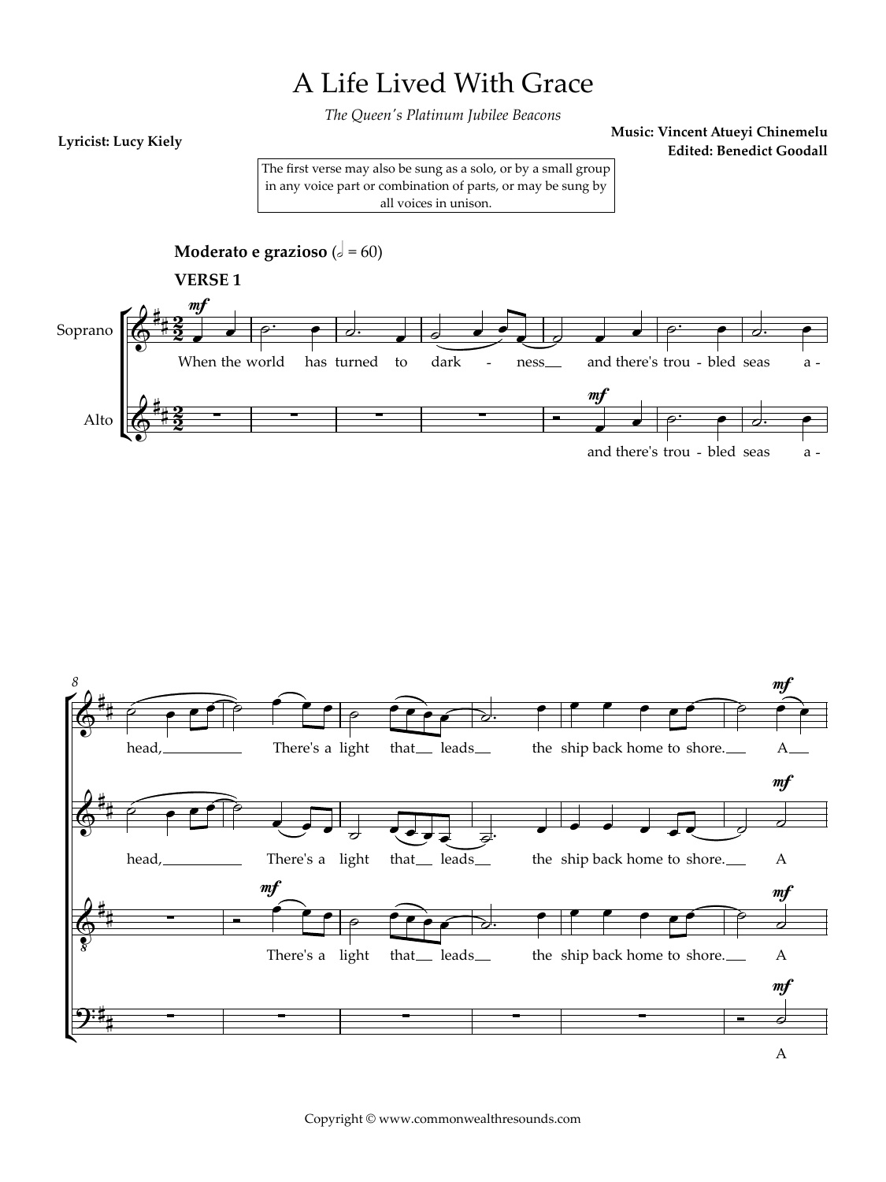# A Life Lived With Grace

*The Queen's Platinum Jubilee Beacons*

**Lyricist: Lucy Kiely**

**Music: Vincent Atueyi Chinemelu**
**Edited: Benedict Goodall**

The first verse may also be sung as a solo, or by a small group in any voice part or combination of parts, or may be sung by all voices in unison.

**Moderato e grazioso** (𝅗𝅥 = 60)

**VERSE 1**

Soprano: When the world has turned to dark - ness and there's trou - bled seas a - head, There's a light that leads the ship back home to shore. A

Alto: and there's trou - bled seas a - head, There's a light that leads the ship back home to shore. A

Tenor: There's a light that leads the ship back home to shore. A

Bass: A

Copyright © www.commonwealthresounds.com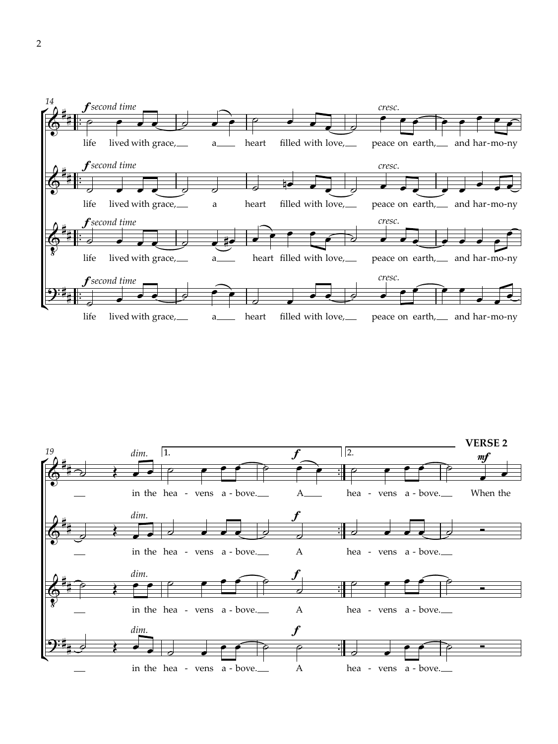**VERSE 2**

life lived with grace, a heart filled with love, peace on earth, and har-mo-ny in the hea - vens a - bove. A hea - vens a - bove. When the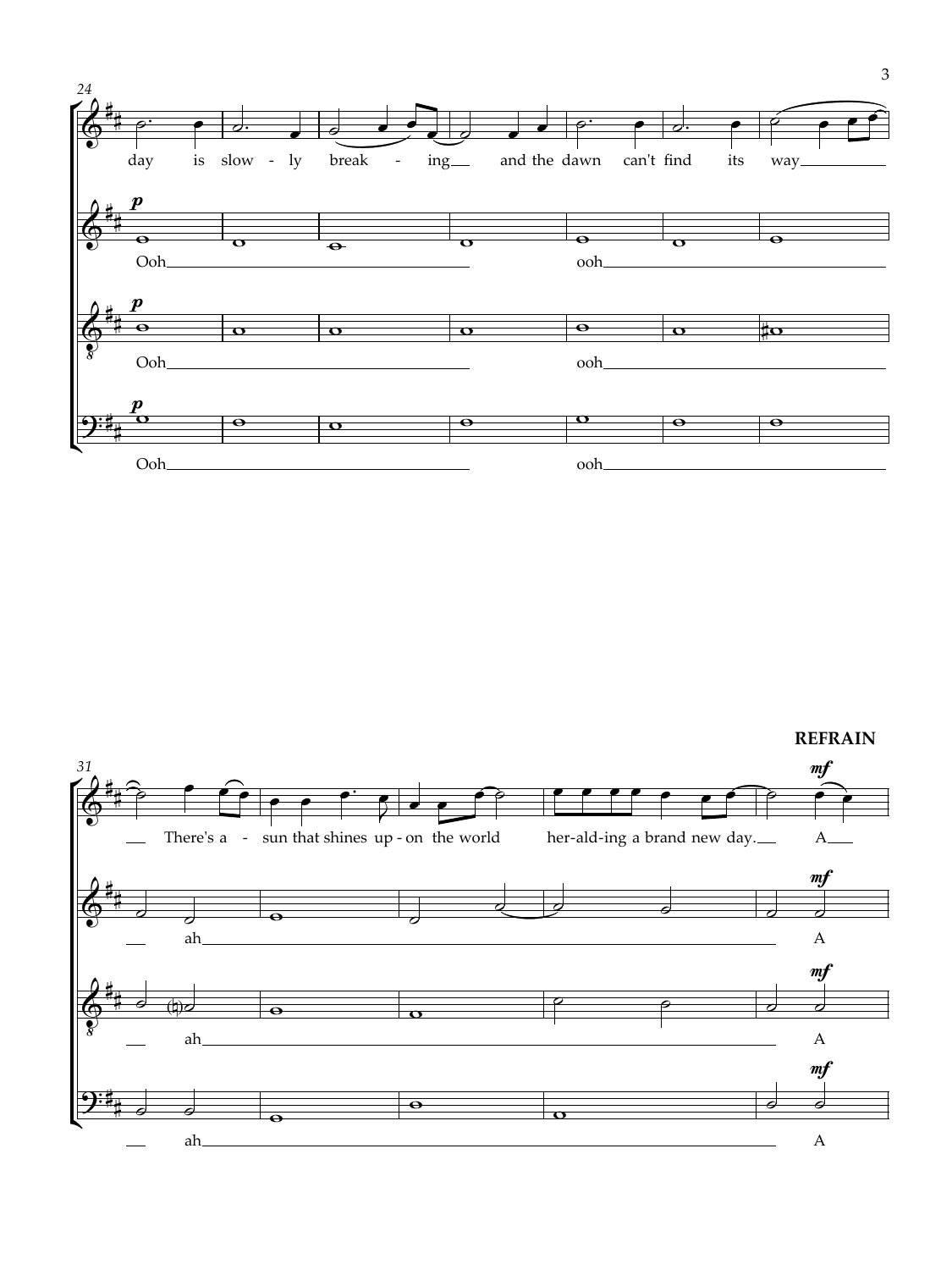24

day is slow - ly break - ing and the dawn can't find its way

*p*

Ooh ooh

*p*

Ooh ooh

*p*

Ooh ooh

31

**REFRAIN**

There's a - sun that shines up - on the world her-ald-ing a brand new day. A

*mf*

ah A

*mf*

ah A

*mf*

ah A

*mf*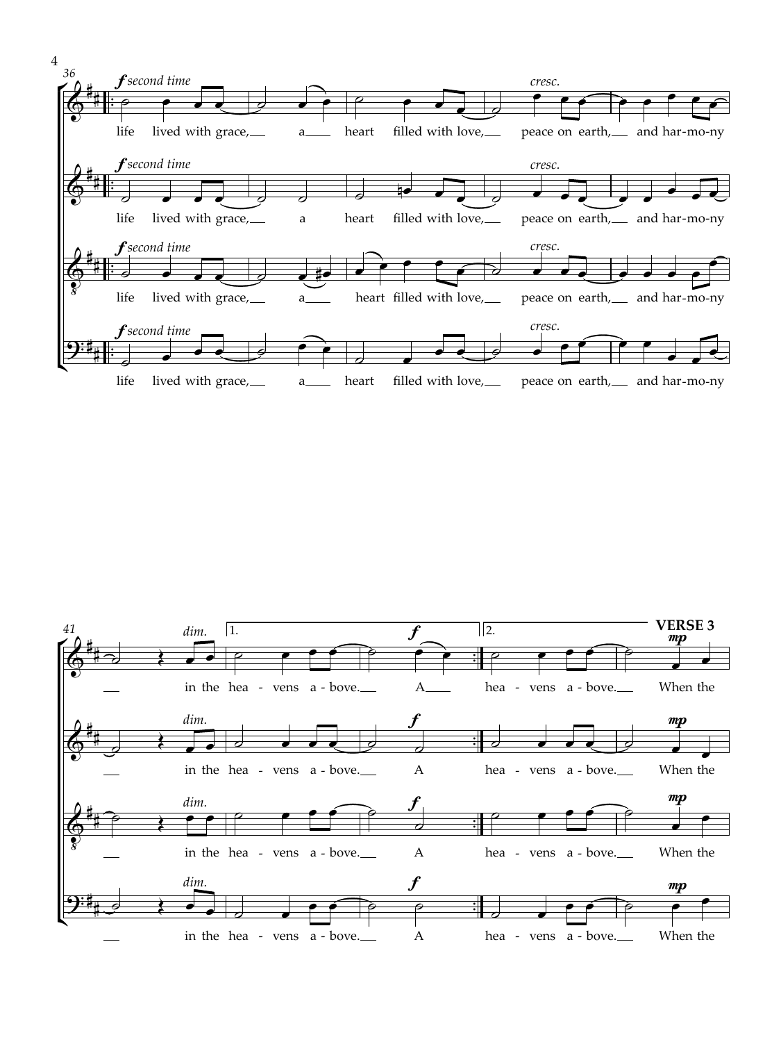36

*f second time*

life lived with grace, a heart filled with love, peace on earth, and har-mo-ny

*cresc.*

41

*dim.*

in the hea - vens a - bove. A

1. 2.

hea - vens a - bove.

**VERSE 3**

*mp*

When the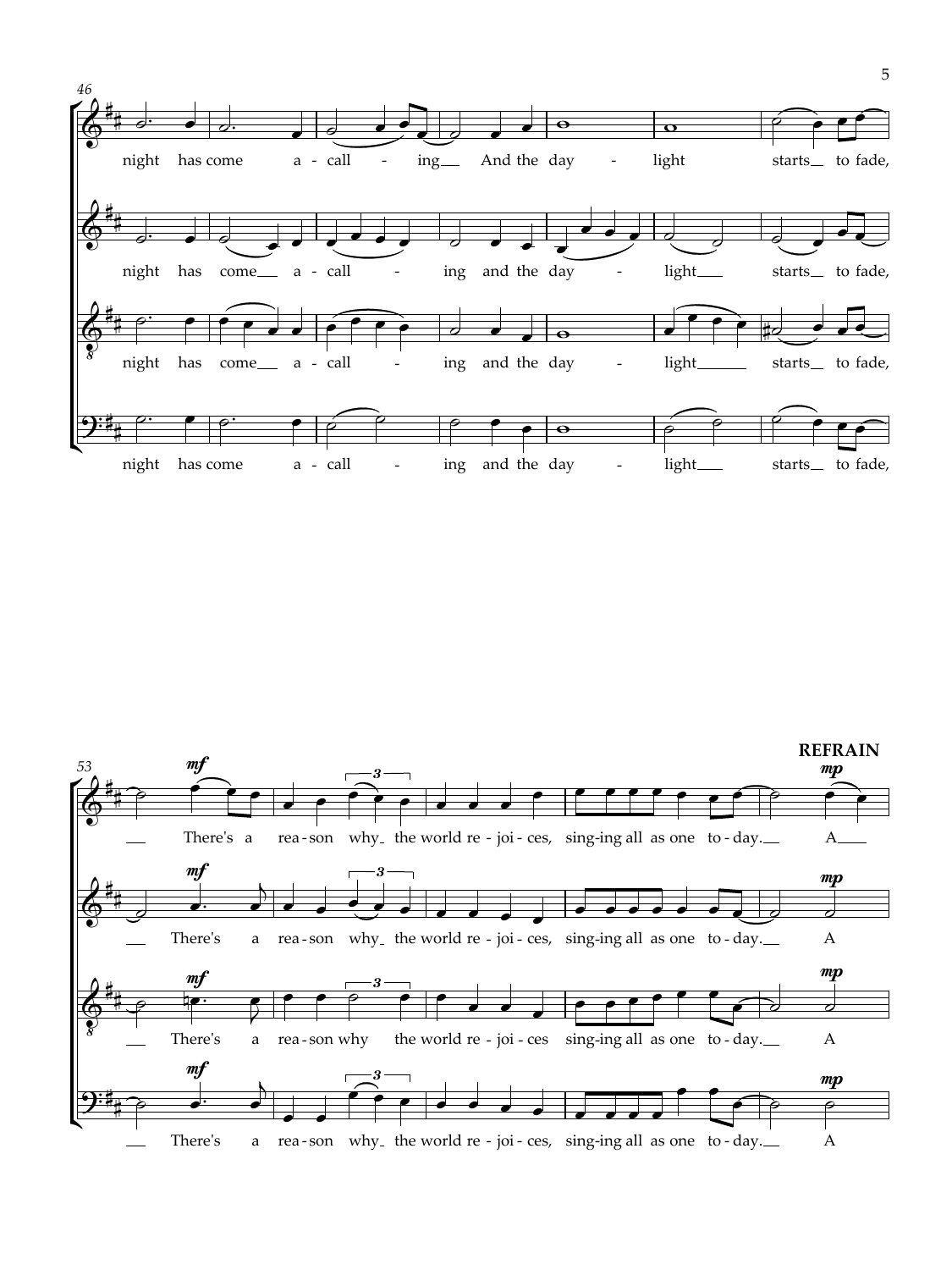46

night has come a - call - ing And the day - light starts to fade,

night has come a - call - ing and the day - light starts to fade,

night has come a - call - ing and the day - light starts to fade,

night has come a - call - ing and the day - light starts to fade,

53

**REFRAIN**

*mf* There's a rea - son why the world re - joi - ces, sing - ing all as one to - day. *mp* A

*mf* There's a rea - son why the world re - joi - ces, sing - ing all as one to - day. *mp* A

*mf* There's a rea - son why the world re - joi - ces sing - ing all as one to - day. *mp* A

*mf* There's a rea - son why the world re - joi - ces, sing - ing all as one to - day. *mp* A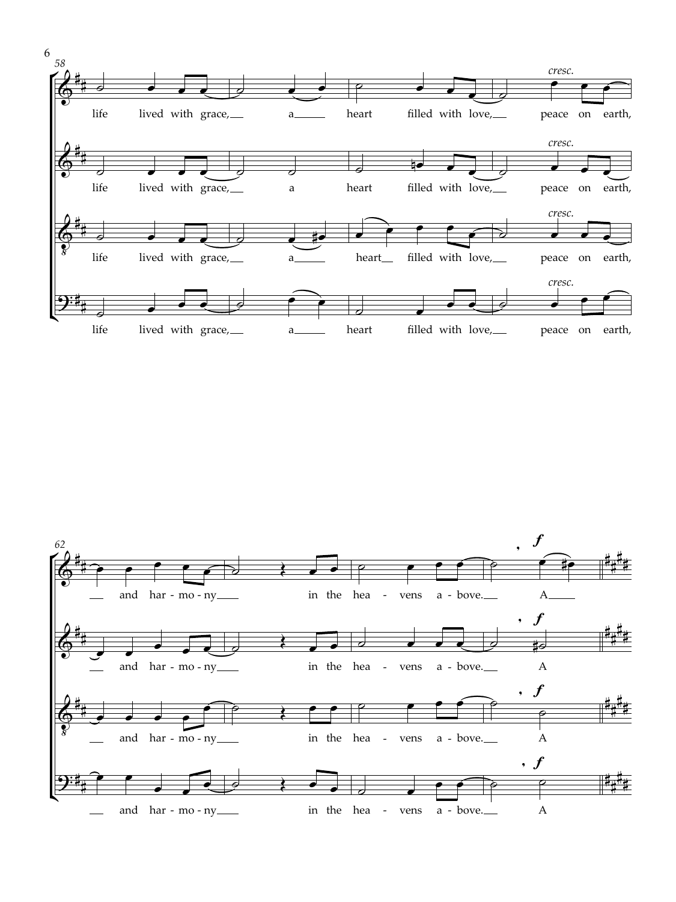life lived with grace, a heart filled with love, peace on earth,

and har - mo - ny in the hea - vens a - bove. A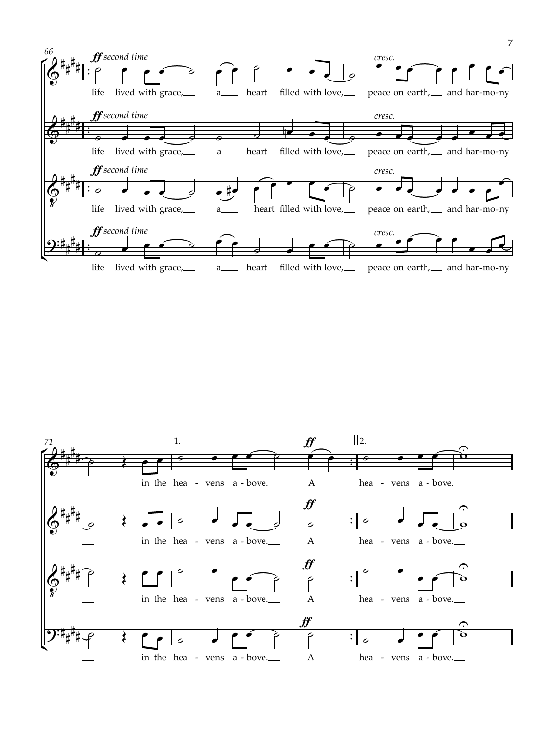66

*ff second time* — *cresc.*

life lived with grace, a heart filled with love, peace on earth, and har-mo-ny

life lived with grace, a heart filled with love, peace on earth, and har-mo-ny

life lived with grace, a heart filled with love, peace on earth, and har-mo-ny

life lived with grace, a heart filled with love, peace on earth, and har-mo-ny

71

1. — *ff* — 2.

in the hea - vens a - bove. A hea - vens a - bove.

in the hea - vens a - bove. A hea - vens a - bove.

in the hea - vens a - bove. A hea - vens a - bove.

in the hea - vens a - bove. A hea - vens a - bove.